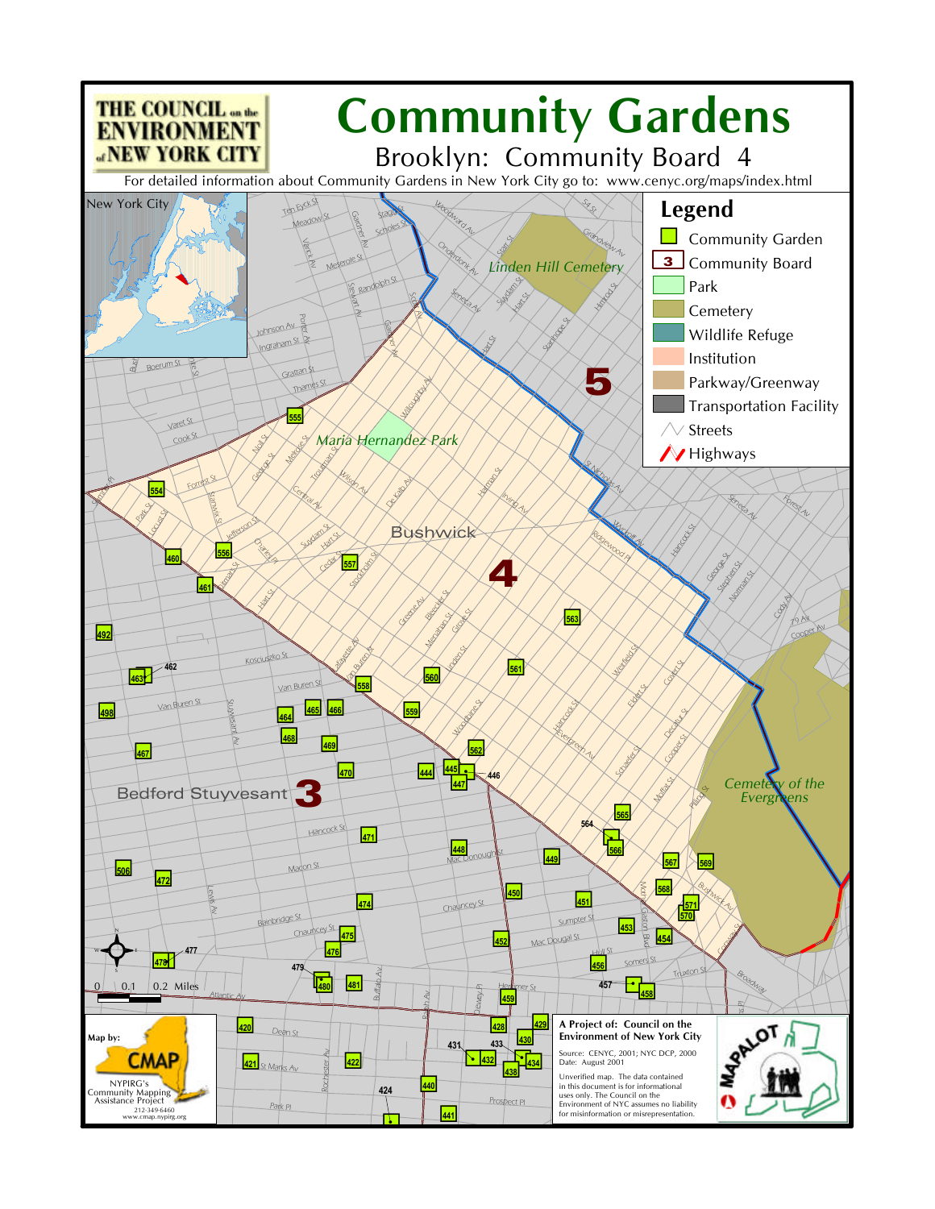THE COUNCIL on the ENVIRONMENT of NEW YORK CITY

# Community Gardens

## Brooklyn: Community Board 4

For detailed information about Community Gardens in New York City go to: www.cenyc.org/maps/index.html

**Legend**

- Community Garden
- Community Board
- Park
- Cemetery
- Wildlife Refuge
- Institution
- Parkway/Greenway
- Transportation Facility
- Streets
- Highways

Map by: CMAP
NYPIRG's Community Mapping Assistance Project
212-349-6460
www.cmap.nypirg.org

**A Project of: Council on the Environment of New York City**

Source: CENYC, 2001; NYC DCP, 2000
Date: August 2001

Unverified map. The data contained in this document is for informational uses only. The Council on the Environment of NYC assumes no liability for misinformation or misrepresentation.

MAPALOT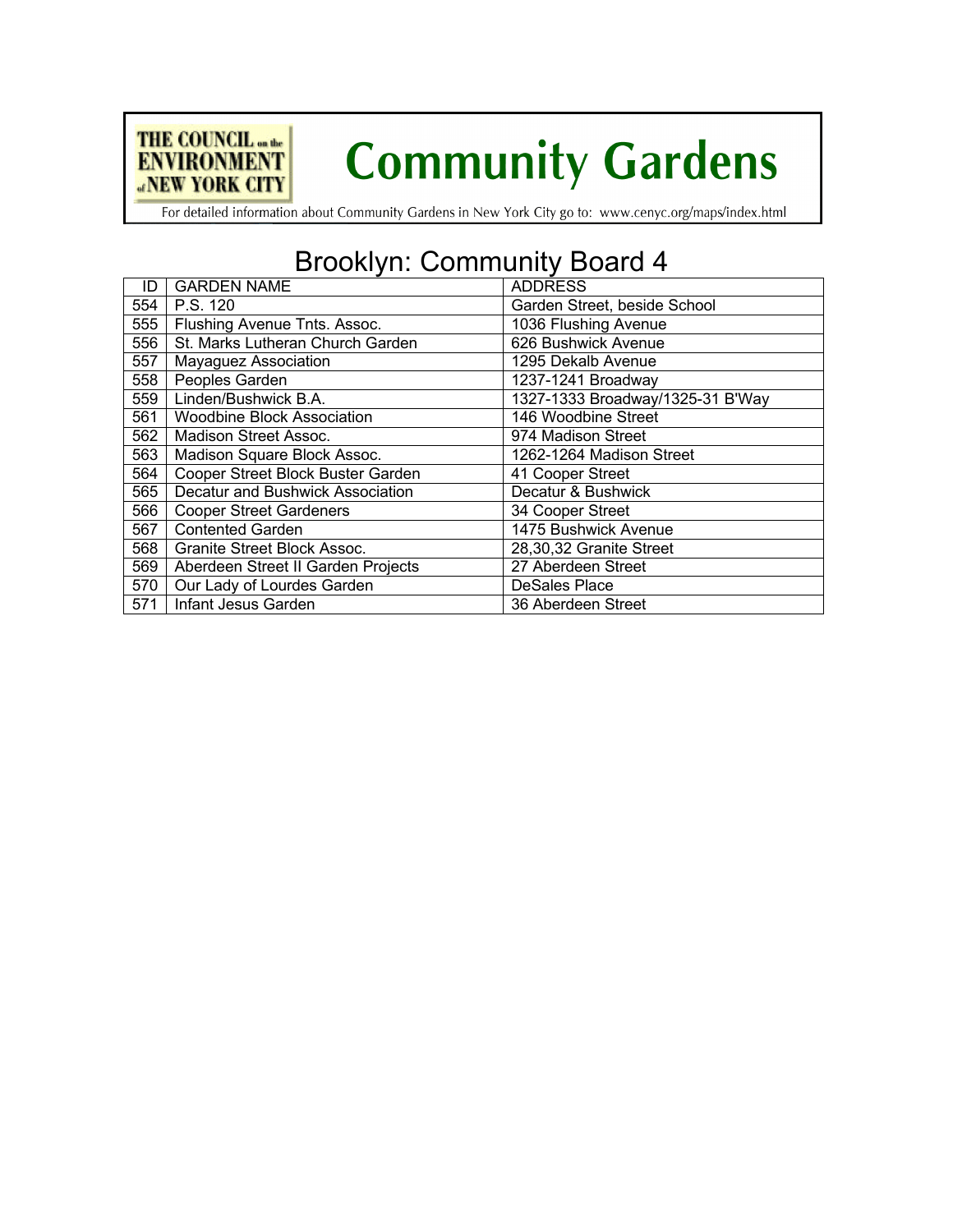THE COUNCIL on the ENVIRONMENT of NEW YORK CITY

# Community Gardens

For detailed information about Community Gardens in New York City go to: www.cenyc.org/maps/index.html

## Brooklyn: Community Board 4

| ID | GARDEN NAME | ADDRESS |
|---|---|---|
| 554 | P.S. 120 | Garden Street, beside School |
| 555 | Flushing Avenue Tnts. Assoc. | 1036 Flushing Avenue |
| 556 | St. Marks Lutheran Church Garden | 626 Bushwick Avenue |
| 557 | Mayaguez Association | 1295 Dekalb Avenue |
| 558 | Peoples Garden | 1237-1241 Broadway |
| 559 | Linden/Bushwick B.A. | 1327-1333 Broadway/1325-31 B'Way |
| 561 | Woodbine Block Association | 146 Woodbine Street |
| 562 | Madison Street Assoc. | 974 Madison Street |
| 563 | Madison Square Block Assoc. | 1262-1264 Madison Street |
| 564 | Cooper Street Block Buster Garden | 41 Cooper Street |
| 565 | Decatur and Bushwick Association | Decatur & Bushwick |
| 566 | Cooper Street Gardeners | 34 Cooper Street |
| 567 | Contented Garden | 1475 Bushwick Avenue |
| 568 | Granite Street Block Assoc. | 28,30,32 Granite Street |
| 569 | Aberdeen Street II Garden Projects | 27 Aberdeen Street |
| 570 | Our Lady of Lourdes Garden | DeSales Place |
| 571 | Infant Jesus Garden | 36 Aberdeen Street |